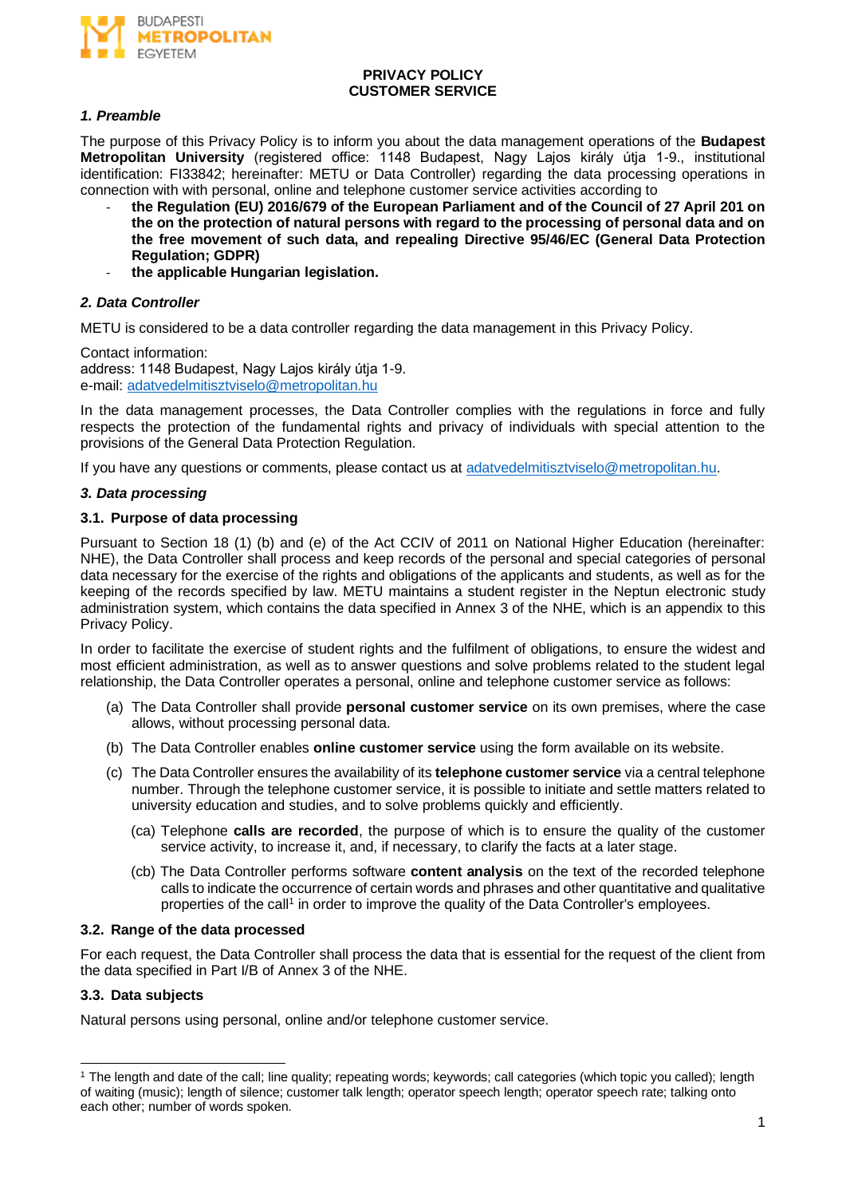**PRIVACY POLICY**
**CUSTOMER SERVICE**

### *1. Preamble*

The purpose of this Privacy Policy is to inform you about the data management operations of the **Budapest Metropolitan University** (registered office: 1148 Budapest, Nagy Lajos király útja 1-9., institutional identification: FI33842; hereinafter: METU or Data Controller) regarding the data processing operations in connection with with personal, online and telephone customer service activities according to

- **the Regulation (EU) 2016/679 of the European Parliament and of the Council of 27 April 201 on the on the protection of natural persons with regard to the processing of personal data and on the free movement of such data, and repealing Directive 95/46/EC (General Data Protection Regulation; GDPR)**
- **the applicable Hungarian legislation.**

### *2. Data Controller*

METU is considered to be a data controller regarding the data management in this Privacy Policy.

Contact information:
address: 1148 Budapest, Nagy Lajos király útja 1-9.
e-mail: adatvedelmitisztviselo@metropolitan.hu

In the data management processes, the Data Controller complies with the regulations in force and fully respects the protection of the fundamental rights and privacy of individuals with special attention to the provisions of the General Data Protection Regulation.

If you have any questions or comments, please contact us at adatvedelmitisztviselo@metropolitan.hu.

### *3. Data processing*

#### 3.1. Purpose of data processing

Pursuant to Section 18 (1) (b) and (e) of the Act CCIV of 2011 on National Higher Education (hereinafter: NHE), the Data Controller shall process and keep records of the personal and special categories of personal data necessary for the exercise of the rights and obligations of the applicants and students, as well as for the keeping of the records specified by law. METU maintains a student register in the Neptun electronic study administration system, which contains the data specified in Annex 3 of the NHE, which is an appendix to this Privacy Policy.

In order to facilitate the exercise of student rights and the fulfilment of obligations, to ensure the widest and most efficient administration, as well as to answer questions and solve problems related to the student legal relationship, the Data Controller operates a personal, online and telephone customer service as follows:

(a) The Data Controller shall provide **personal customer service** on its own premises, where the case allows, without processing personal data.

(b) The Data Controller enables **online customer service** using the form available on its website.

(c) The Data Controller ensures the availability of its **telephone customer service** via a central telephone number. Through the telephone customer service, it is possible to initiate and settle matters related to university education and studies, and to solve problems quickly and efficiently.

   (ca) Telephone **calls are recorded**, the purpose of which is to ensure the quality of the customer service activity, to increase it, and, if necessary, to clarify the facts at a later stage.

   (cb) The Data Controller performs software **content analysis** on the text of the recorded telephone calls to indicate the occurrence of certain words and phrases and other quantitative and qualitative properties of the call[1] in order to improve the quality of the Data Controller's employees.

#### 3.2. Range of the data processed

For each request, the Data Controller shall process the data that is essential for the request of the client from the data specified in Part I/B of Annex 3 of the NHE.

#### 3.3. Data subjects

Natural persons using personal, online and/or telephone customer service.

---

[1] The length and date of the call; line quality; repeating words; keywords; call categories (which topic you called); length of waiting (music); length of silence; customer talk length; operator speech length; operator speech rate; talking onto each other; number of words spoken.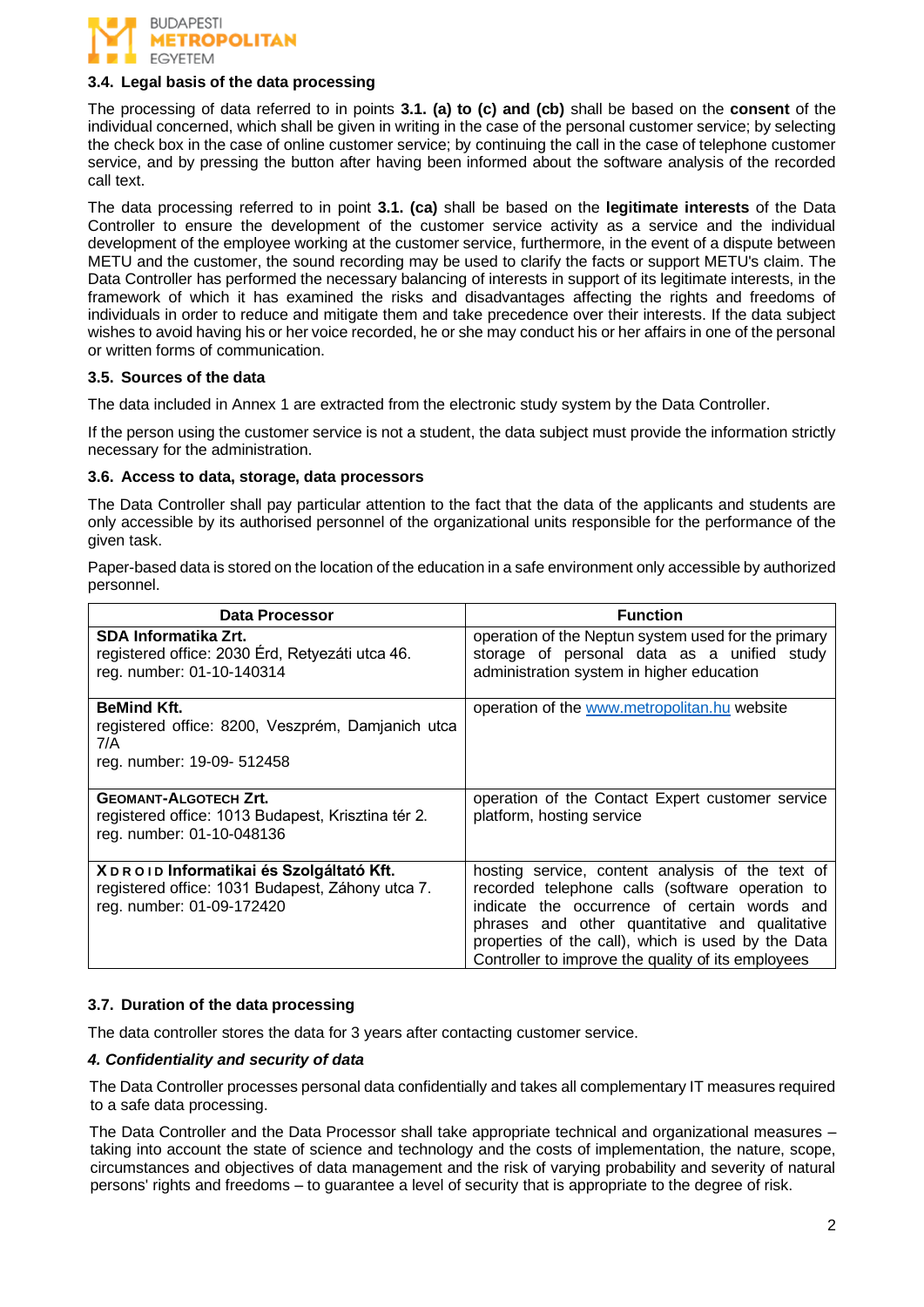### 3.4. Legal basis of the data processing

The processing of data referred to in points **3.1. (a) to (c) and (cb)** shall be based on the **consent** of the individual concerned, which shall be given in writing in the case of the personal customer service; by selecting the check box in the case of online customer service; by continuing the call in the case of telephone customer service, and by pressing the button after having been informed about the software analysis of the recorded call text.

The data processing referred to in point **3.1. (ca)** shall be based on the **legitimate interests** of the Data Controller to ensure the development of the customer service activity as a service and the individual development of the employee working at the customer service, furthermore, in the event of a dispute between METU and the customer, the sound recording may be used to clarify the facts or support METU's claim. The Data Controller has performed the necessary balancing of interests in support of its legitimate interests, in the framework of which it has examined the risks and disadvantages affecting the rights and freedoms of individuals in order to reduce and mitigate them and take precedence over their interests. If the data subject wishes to avoid having his or her voice recorded, he or she may conduct his or her affairs in one of the personal or written forms of communication.

### 3.5. Sources of the data

The data included in Annex 1 are extracted from the electronic study system by the Data Controller.

If the person using the customer service is not a student, the data subject must provide the information strictly necessary for the administration.

### 3.6. Access to data, storage, data processors

The Data Controller shall pay particular attention to the fact that the data of the applicants and students are only accessible by its authorised personnel of the organizational units responsible for the performance of the given task.

Paper-based data is stored on the location of the education in a safe environment only accessible by authorized personnel.

| Data Processor | Function |
|---|---|
| **SDA Informatika Zrt.**<br>registered office: 2030 Érd, Retyezáti utca 46.<br>reg. number: 01-10-140314 | operation of the Neptun system used for the primary storage of personal data as a unified study administration system in higher education |
| **BeMind Kft.**<br>registered office: 8200, Veszprém, Damjanich utca 7/A<br>reg. number: 19-09- 512458 | operation of the www.metropolitan.hu website |
| **GEOMANT-ALGOTECH Zrt.**<br>registered office: 1013 Budapest, Krisztina tér 2.<br>reg. number: 01-10-048136 | operation of the Contact Expert customer service platform, hosting service |
| **XDROID Informatikai és Szolgáltató Kft.**<br>registered office: 1031 Budapest, Záhony utca 7.<br>reg. number: 01-09-172420 | hosting service, content analysis of the text of recorded telephone calls (software operation to indicate the occurrence of certain words and phrases and other quantitative and qualitative properties of the call), which is used by the Data Controller to improve the quality of its employees |

### 3.7. Duration of the data processing

The data controller stores the data for 3 years after contacting customer service.

#### *4. Confidentiality and security of data*

The Data Controller processes personal data confidentially and takes all complementary IT measures required to a safe data processing.

The Data Controller and the Data Processor shall take appropriate technical and organizational measures – taking into account the state of science and technology and the costs of implementation, the nature, scope, circumstances and objectives of data management and the risk of varying probability and severity of natural persons' rights and freedoms – to guarantee a level of security that is appropriate to the degree of risk.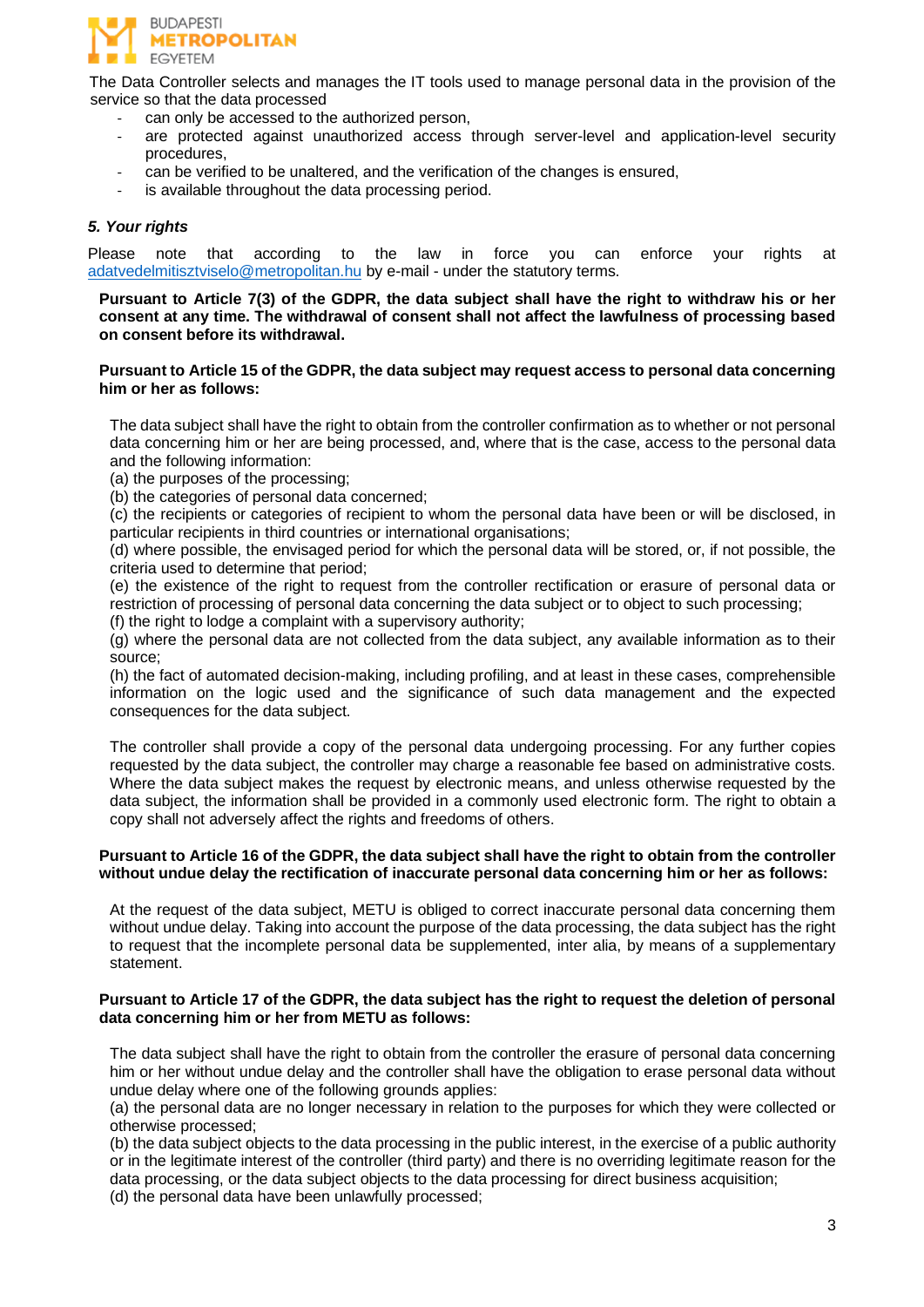The Data Controller selects and manages the IT tools used to manage personal data in the provision of the service so that the data processed

- can only be accessed to the authorized person,
- are protected against unauthorized access through server-level and application-level security procedures,
- can be verified to be unaltered, and the verification of the changes is ensured,
- is available throughout the data processing period.

### *5. Your rights*

Please note that according to the law in force you can enforce your rights at adatvedelmitisztviselo@metropolitan.hu by e-mail - under the statutory terms.

**Pursuant to Article 7(3) of the GDPR, the data subject shall have the right to withdraw his or her consent at any time. The withdrawal of consent shall not affect the lawfulness of processing based on consent before its withdrawal.**

**Pursuant to Article 15 of the GDPR, the data subject may request access to personal data concerning him or her as follows:**

The data subject shall have the right to obtain from the controller confirmation as to whether or not personal data concerning him or her are being processed, and, where that is the case, access to the personal data and the following information:
(a) the purposes of the processing;
(b) the categories of personal data concerned;
(c) the recipients or categories of recipient to whom the personal data have been or will be disclosed, in particular recipients in third countries or international organisations;
(d) where possible, the envisaged period for which the personal data will be stored, or, if not possible, the criteria used to determine that period;
(e) the existence of the right to request from the controller rectification or erasure of personal data or restriction of processing of personal data concerning the data subject or to object to such processing;
(f) the right to lodge a complaint with a supervisory authority;
(g) where the personal data are not collected from the data subject, any available information as to their source;
(h) the fact of automated decision-making, including profiling, and at least in these cases, comprehensible information on the logic used and the significance of such data management and the expected consequences for the data subject.

The controller shall provide a copy of the personal data undergoing processing. For any further copies requested by the data subject, the controller may charge a reasonable fee based on administrative costs. Where the data subject makes the request by electronic means, and unless otherwise requested by the data subject, the information shall be provided in a commonly used electronic form. The right to obtain a copy shall not adversely affect the rights and freedoms of others.

**Pursuant to Article 16 of the GDPR, the data subject shall have the right to obtain from the controller without undue delay the rectification of inaccurate personal data concerning him or her as follows:**

At the request of the data subject, METU is obliged to correct inaccurate personal data concerning them without undue delay. Taking into account the purpose of the data processing, the data subject has the right to request that the incomplete personal data be supplemented, inter alia, by means of a supplementary statement.

**Pursuant to Article 17 of the GDPR, the data subject has the right to request the deletion of personal data concerning him or her from METU as follows:**

The data subject shall have the right to obtain from the controller the erasure of personal data concerning him or her without undue delay and the controller shall have the obligation to erase personal data without undue delay where one of the following grounds applies:
(a) the personal data are no longer necessary in relation to the purposes for which they were collected or otherwise processed;
(b) the data subject objects to the data processing in the public interest, in the exercise of a public authority or in the legitimate interest of the controller (third party) and there is no overriding legitimate reason for the data processing, or the data subject objects to the data processing for direct business acquisition;
(d) the personal data have been unlawfully processed;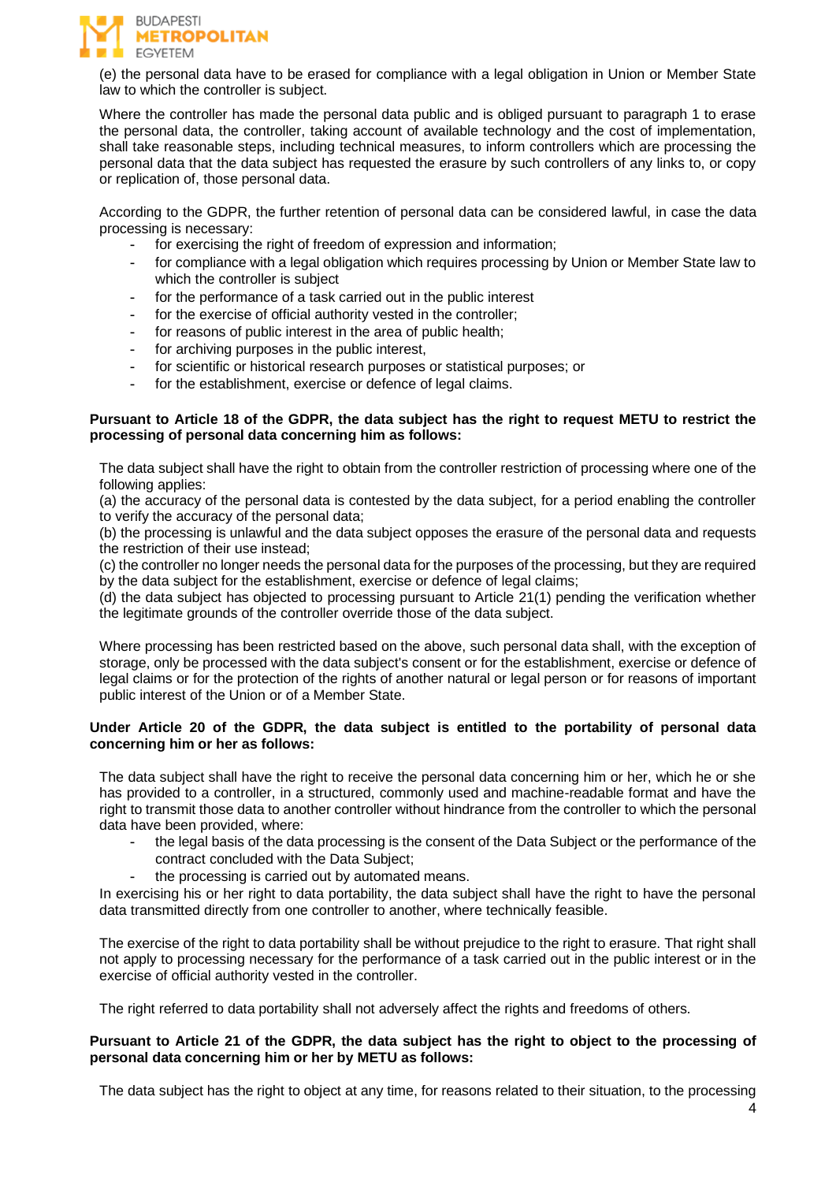(e) the personal data have to be erased for compliance with a legal obligation in Union or Member State law to which the controller is subject.

Where the controller has made the personal data public and is obliged pursuant to paragraph 1 to erase the personal data, the controller, taking account of available technology and the cost of implementation, shall take reasonable steps, including technical measures, to inform controllers which are processing the personal data that the data subject has requested the erasure by such controllers of any links to, or copy or replication of, those personal data.

According to the GDPR, the further retention of personal data can be considered lawful, in case the data processing is necessary:

- for exercising the right of freedom of expression and information;
- for compliance with a legal obligation which requires processing by Union or Member State law to which the controller is subject
- for the performance of a task carried out in the public interest
- for the exercise of official authority vested in the controller;
- for reasons of public interest in the area of public health;
- for archiving purposes in the public interest,
- for scientific or historical research purposes or statistical purposes; or
- for the establishment, exercise or defence of legal claims.

**Pursuant to Article 18 of the GDPR, the data subject has the right to request METU to restrict the processing of personal data concerning him as follows:**

The data subject shall have the right to obtain from the controller restriction of processing where one of the following applies:
(a) the accuracy of the personal data is contested by the data subject, for a period enabling the controller to verify the accuracy of the personal data;
(b) the processing is unlawful and the data subject opposes the erasure of the personal data and requests the restriction of their use instead;
(c) the controller no longer needs the personal data for the purposes of the processing, but they are required by the data subject for the establishment, exercise or defence of legal claims;
(d) the data subject has objected to processing pursuant to Article 21(1) pending the verification whether the legitimate grounds of the controller override those of the data subject.

Where processing has been restricted based on the above, such personal data shall, with the exception of storage, only be processed with the data subject's consent or for the establishment, exercise or defence of legal claims or for the protection of the rights of another natural or legal person or for reasons of important public interest of the Union or of a Member State.

**Under Article 20 of the GDPR, the data subject is entitled to the portability of personal data concerning him or her as follows:**

The data subject shall have the right to receive the personal data concerning him or her, which he or she has provided to a controller, in a structured, commonly used and machine-readable format and have the right to transmit those data to another controller without hindrance from the controller to which the personal data have been provided, where:

- the legal basis of the data processing is the consent of the Data Subject or the performance of the contract concluded with the Data Subject;
- the processing is carried out by automated means.

In exercising his or her right to data portability, the data subject shall have the right to have the personal data transmitted directly from one controller to another, where technically feasible.

The exercise of the right to data portability shall be without prejudice to the right to erasure. That right shall not apply to processing necessary for the performance of a task carried out in the public interest or in the exercise of official authority vested in the controller.

The right referred to data portability shall not adversely affect the rights and freedoms of others.

**Pursuant to Article 21 of the GDPR, the data subject has the right to object to the processing of personal data concerning him or her by METU as follows:**

The data subject has the right to object at any time, for reasons related to their situation, to the processing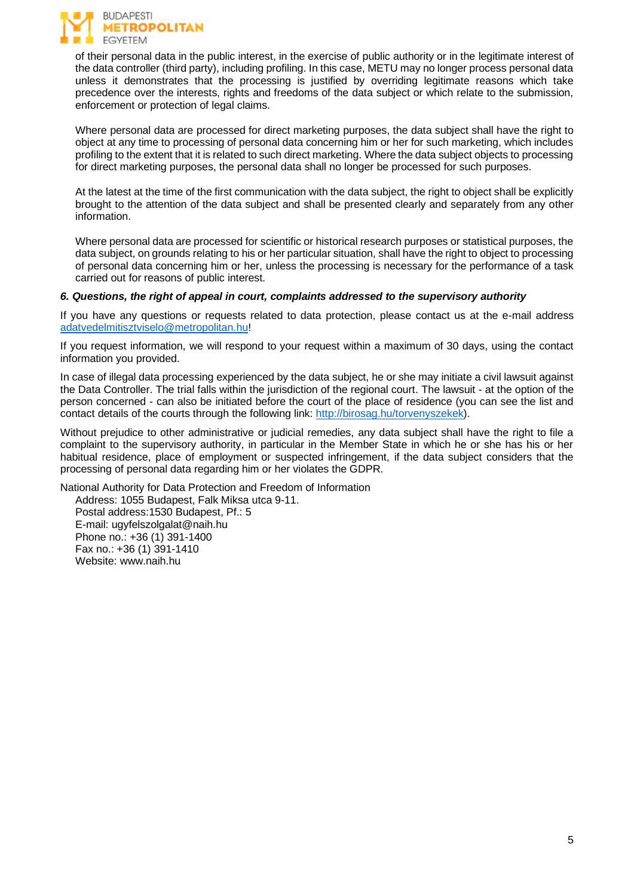of their personal data in the public interest, in the exercise of public authority or in the legitimate interest of the data controller (third party), including profiling. In this case, METU may no longer process personal data unless it demonstrates that the processing is justified by overriding legitimate reasons which take precedence over the interests, rights and freedoms of the data subject or which relate to the submission, enforcement or protection of legal claims.

Where personal data are processed for direct marketing purposes, the data subject shall have the right to object at any time to processing of personal data concerning him or her for such marketing, which includes profiling to the extent that it is related to such direct marketing. Where the data subject objects to processing for direct marketing purposes, the personal data shall no longer be processed for such purposes.

At the latest at the time of the first communication with the data subject, the right to object shall be explicitly brought to the attention of the data subject and shall be presented clearly and separately from any other information.

Where personal data are processed for scientific or historical research purposes or statistical purposes, the data subject, on grounds relating to his or her particular situation, shall have the right to object to processing of personal data concerning him or her, unless the processing is necessary for the performance of a task carried out for reasons of public interest.

***6. Questions, the right of appeal in court, complaints addressed to the supervisory authority***

If you have any questions or requests related to data protection, please contact us at the e-mail address adatvedelmitisztviselo@metropolitan.hu!

If you request information, we will respond to your request within a maximum of 30 days, using the contact information you provided.

In case of illegal data processing experienced by the data subject, he or she may initiate a civil lawsuit against the Data Controller. The trial falls within the jurisdiction of the regional court. The lawsuit - at the option of the person concerned - can also be initiated before the court of the place of residence (you can see the list and contact details of the courts through the following link: http://birosag.hu/torvenyszekek).

Without prejudice to other administrative or judicial remedies, any data subject shall have the right to file a complaint to the supervisory authority, in particular in the Member State in which he or she has his or her habitual residence, place of employment or suspected infringement, if the data subject considers that the processing of personal data regarding him or her violates the GDPR.

National Authority for Data Protection and Freedom of Information

Address: 1055 Budapest, Falk Miksa utca 9-11.
Postal address:1530 Budapest, Pf.: 5
E-mail: ugyfelszolgalat@naih.hu
Phone no.: +36 (1) 391-1400
Fax no.: +36 (1) 391-1410
Website: www.naih.hu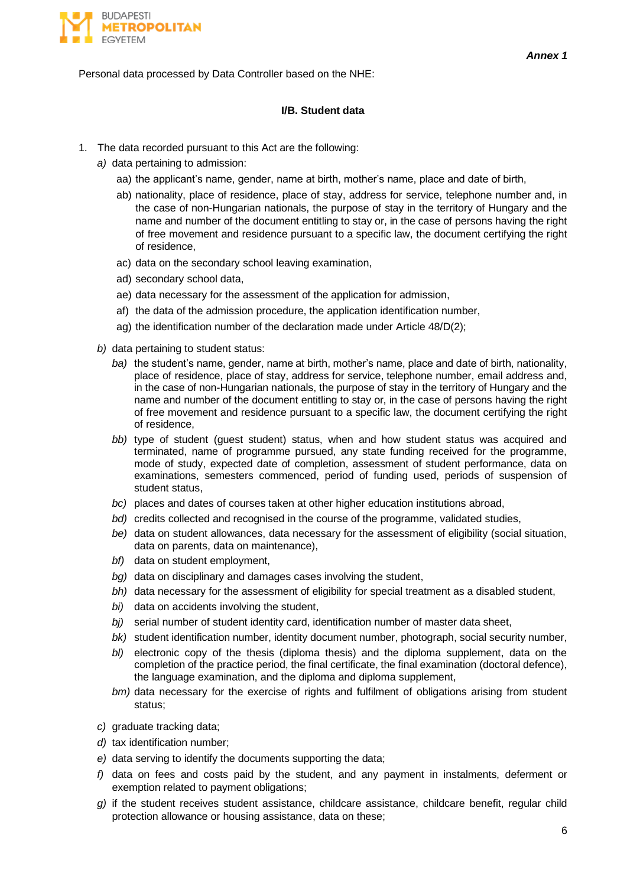***Annex 1***

Personal data processed by Data Controller based on the NHE:

**I/B. Student data**

1. The data recorded pursuant to this Act are the following:
   *a)* data pertaining to admission:
      aa) the applicant's name, gender, name at birth, mother's name, place and date of birth,
      ab) nationality, place of residence, place of stay, address for service, telephone number and, in the case of non-Hungarian nationals, the purpose of stay in the territory of Hungary and the name and number of the document entitling to stay or, in the case of persons having the right of free movement and residence pursuant to a specific law, the document certifying the right of residence,
      ac) data on the secondary school leaving examination,
      ad) secondary school data,
      ae) data necessary for the assessment of the application for admission,
      af) the data of the admission procedure, the application identification number,
      ag) the identification number of the declaration made under Article 48/D(2);

   *b)* data pertaining to student status:
      *ba)* the student's name, gender, name at birth, mother's name, place and date of birth, nationality, place of residence, place of stay, address for service, telephone number, email address and, in the case of non-Hungarian nationals, the purpose of stay in the territory of Hungary and the name and number of the document entitling to stay or, in the case of persons having the right of free movement and residence pursuant to a specific law, the document certifying the right of residence,
      *bb)* type of student (guest student) status, when and how student status was acquired and terminated, name of programme pursued, any state funding received for the programme, mode of study, expected date of completion, assessment of student performance, data on examinations, semesters commenced, period of funding used, periods of suspension of student status,
      *bc)* places and dates of courses taken at other higher education institutions abroad,
      *bd)* credits collected and recognised in the course of the programme, validated studies,
      *be)* data on student allowances, data necessary for the assessment of eligibility (social situation, data on parents, data on maintenance),
      *bf)* data on student employment,
      *bg)* data on disciplinary and damages cases involving the student,
      *bh)* data necessary for the assessment of eligibility for special treatment as a disabled student,
      *bi)* data on accidents involving the student,
      *bj)* serial number of student identity card, identification number of master data sheet,
      *bk)* student identification number, identity document number, photograph, social security number,
      *bl)* electronic copy of the thesis (diploma thesis) and the diploma supplement, data on the completion of the practice period, the final certificate, the final examination (doctoral defence), the language examination, and the diploma and diploma supplement,
      *bm)* data necessary for the exercise of rights and fulfilment of obligations arising from student status;

   *c)* graduate tracking data;
   *d)* tax identification number;
   *e)* data serving to identify the documents supporting the data;
   *f)* data on fees and costs paid by the student, and any payment in instalments, deferment or exemption related to payment obligations;
   *g)* if the student receives student assistance, childcare assistance, childcare benefit, regular child protection allowance or housing assistance, data on these;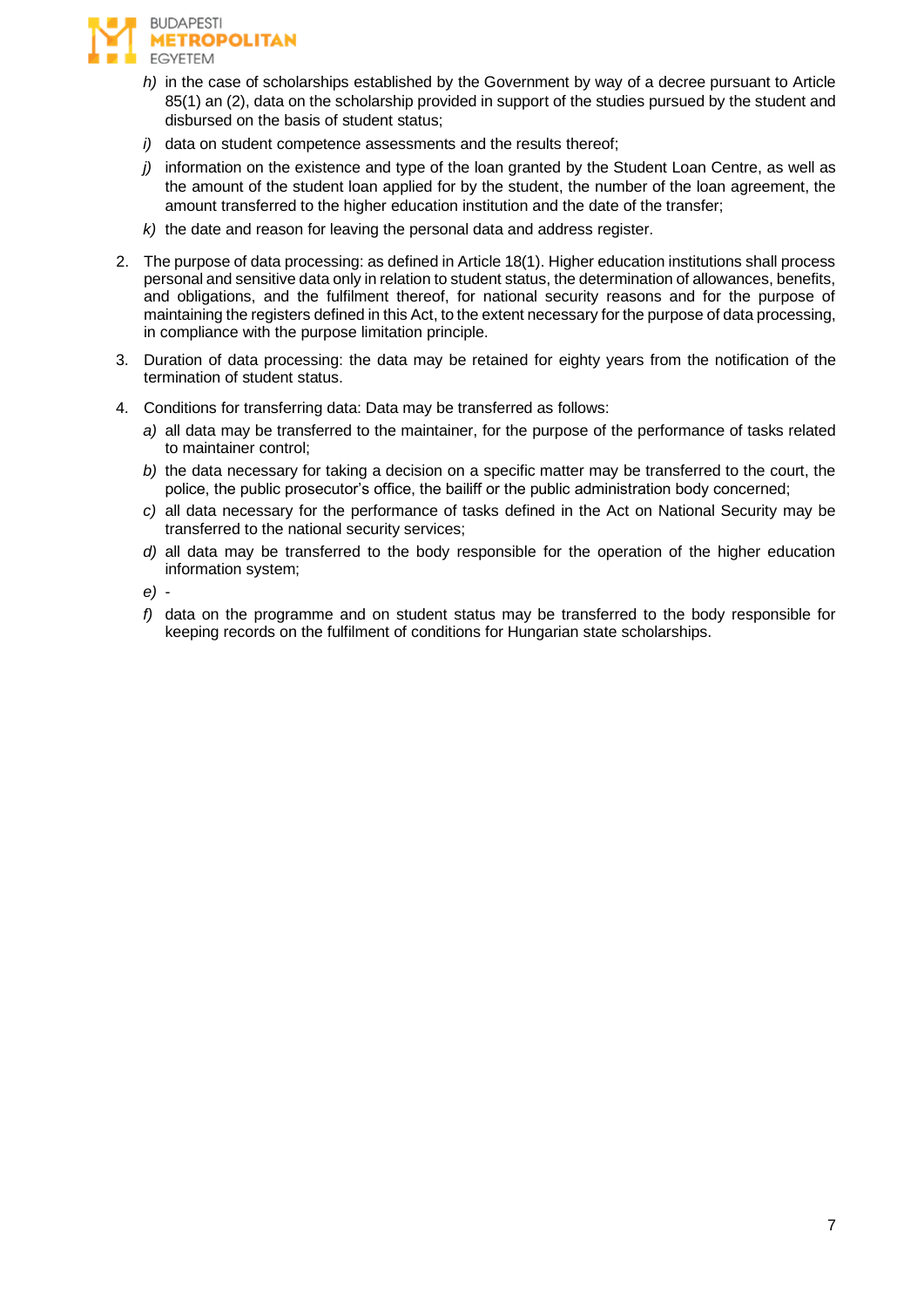*h)* in the case of scholarships established by the Government by way of a decree pursuant to Article 85(1) an (2), data on the scholarship provided in support of the studies pursued by the student and disbursed on the basis of student status;

*i)* data on student competence assessments and the results thereof;

*j)* information on the existence and type of the loan granted by the Student Loan Centre, as well as the amount of the student loan applied for by the student, the number of the loan agreement, the amount transferred to the higher education institution and the date of the transfer;

*k)* the date and reason for leaving the personal data and address register.

2. The purpose of data processing: as defined in Article 18(1). Higher education institutions shall process personal and sensitive data only in relation to student status, the determination of allowances, benefits, and obligations, and the fulfilment thereof, for national security reasons and for the purpose of maintaining the registers defined in this Act, to the extent necessary for the purpose of data processing, in compliance with the purpose limitation principle.

3. Duration of data processing: the data may be retained for eighty years from the notification of the termination of student status.

4. Conditions for transferring data: Data may be transferred as follows:

   *a)* all data may be transferred to the maintainer, for the purpose of the performance of tasks related to maintainer control;

   *b)* the data necessary for taking a decision on a specific matter may be transferred to the court, the police, the public prosecutor's office, the bailiff or the public administration body concerned;

   *c)* all data necessary for the performance of tasks defined in the Act on National Security may be transferred to the national security services;

   *d)* all data may be transferred to the body responsible for the operation of the higher education information system;

   *e)* -

   *f)* data on the programme and on student status may be transferred to the body responsible for keeping records on the fulfilment of conditions for Hungarian state scholarships.